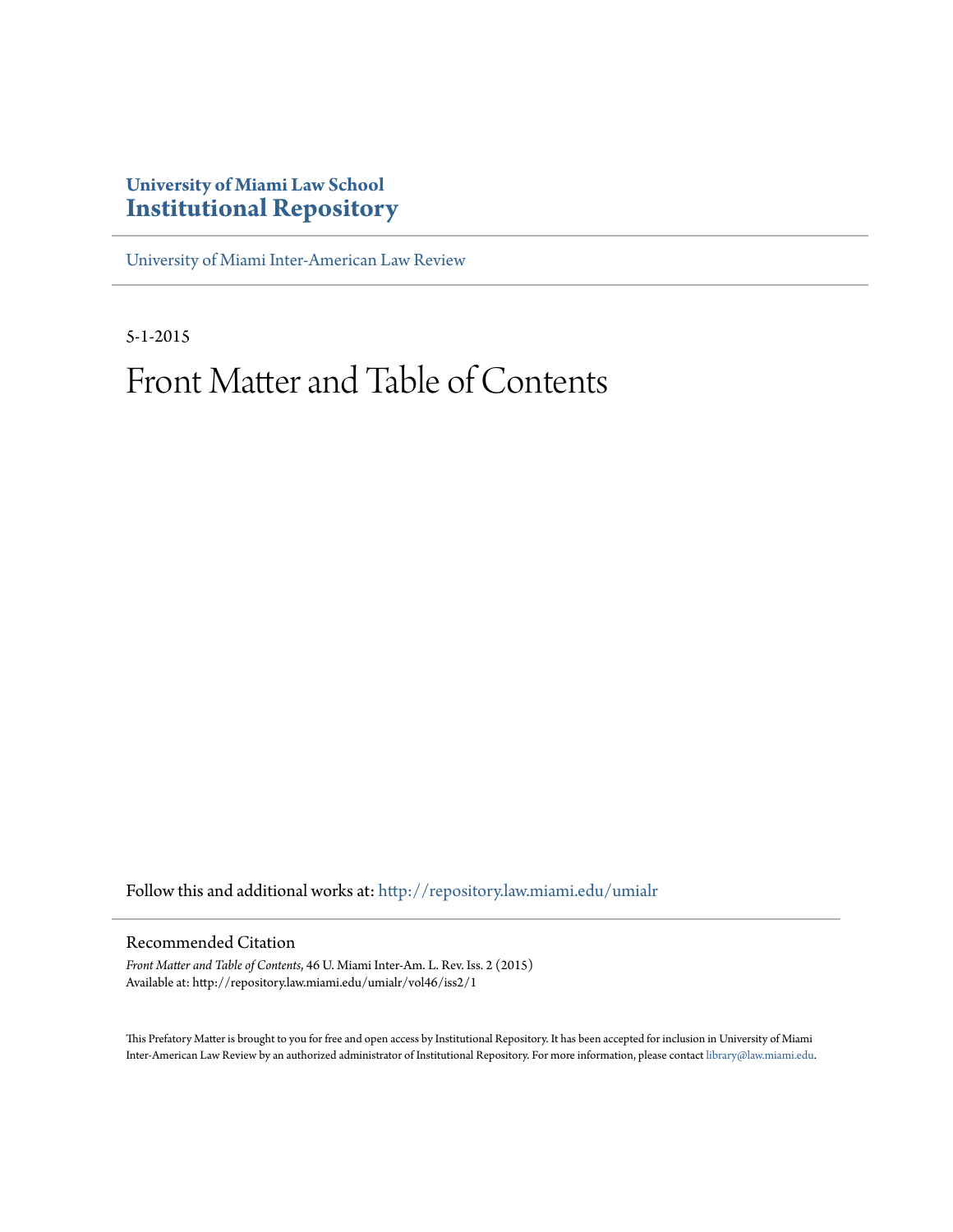**University of Miami Law School**
# Institutional Repository

University of Miami Inter-American Law Review

5-1-2015

# Front Matter and Table of Contents

Follow this and additional works at: http://repository.law.miami.edu/umialr

## Recommended Citation

*Front Matter and Table of Contents*, 46 U. Miami Inter-Am. L. Rev. Iss. 2 (2015)
Available at: http://repository.law.miami.edu/umialr/vol46/iss2/1

This Prefatory Matter is brought to you for free and open access by Institutional Repository. It has been accepted for inclusion in University of Miami Inter-American Law Review by an authorized administrator of Institutional Repository. For more information, please contact library@law.miami.edu.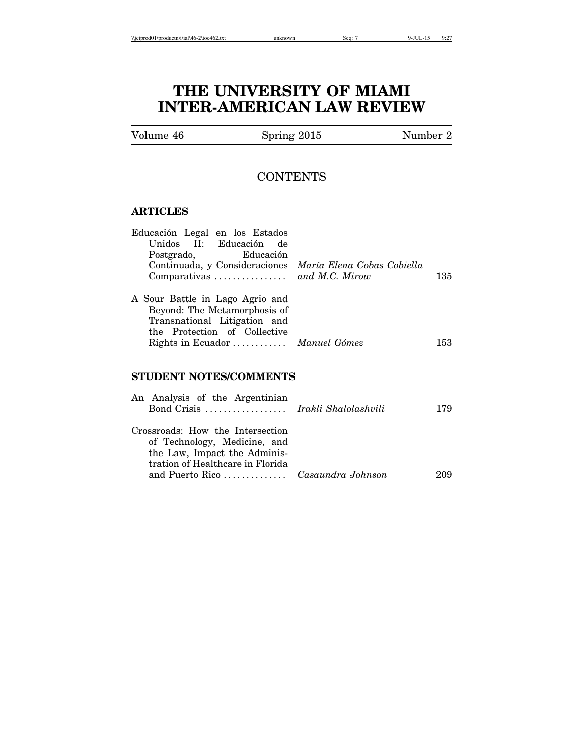# THE UNIVERSITY OF MIAMI INTER-AMERICAN LAW REVIEW

Volume 46 | Spring 2015 | Number 2

## CONTENTS

### ARTICLES

Educación Legal en los Estados Unidos II: Educación de Postgrado, Educación Continuada, y Consideraciones Comparativas ................ *María Elena Cobas Cobiella and M.C. Mirow* 135

A Sour Battle in Lago Agrio and Beyond: The Metamorphosis of Transnational Litigation and the Protection of Collective Rights in Ecuador ............ *Manuel Gómez* 153

### STUDENT NOTES/COMMENTS

An Analysis of the Argentinian Bond Crisis .................. *Irakli Shalolashvili* 179

Crossroads: How the Intersection of Technology, Medicine, and the Law, Impact the Administration of Healthcare in Florida and Puerto Rico .............. *Casaundra Johnson* 209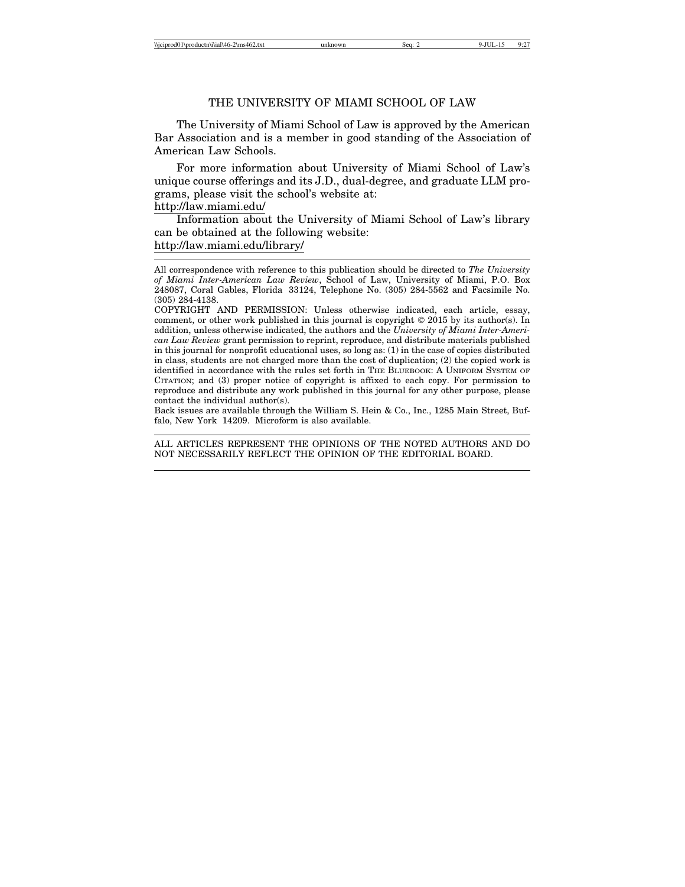# THE UNIVERSITY OF MIAMI SCHOOL OF LAW

The University of Miami School of Law is approved by the American Bar Association and is a member in good standing of the Association of American Law Schools.

For more information about University of Miami School of Law's unique course offerings and its J.D., dual-degree, and graduate LLM programs, please visit the school's website at:
http://law.miami.edu/

Information about the University of Miami School of Law's library can be obtained at the following website:
http://law.miami.edu/library/

---

All correspondence with reference to this publication should be directed to *The University of Miami Inter-American Law Review*, School of Law, University of Miami, P.O. Box 248087, Coral Gables, Florida 33124, Telephone No. (305) 284-5562 and Facsimile No. (305) 284-4138.

COPYRIGHT AND PERMISSION: Unless otherwise indicated, each article, essay, comment, or other work published in this journal is copyright © 2015 by its author(s). In addition, unless otherwise indicated, the authors and the *University of Miami Inter-American Law Review* grant permission to reprint, reproduce, and distribute materials published in this journal for nonprofit educational uses, so long as: (1) in the case of copies distributed in class, students are not charged more than the cost of duplication; (2) the copied work is identified in accordance with the rules set forth in THE BLUEBOOK: A UNIFORM SYSTEM OF CITATION; and (3) proper notice of copyright is affixed to each copy. For permission to reproduce and distribute any work published in this journal for any other purpose, please contact the individual author(s).

Back issues are available through the William S. Hein & Co., Inc., 1285 Main Street, Buffalo, New York 14209. Microform is also available.

---

ALL ARTICLES REPRESENT THE OPINIONS OF THE NOTED AUTHORS AND DO NOT NECESSARILY REFLECT THE OPINION OF THE EDITORIAL BOARD.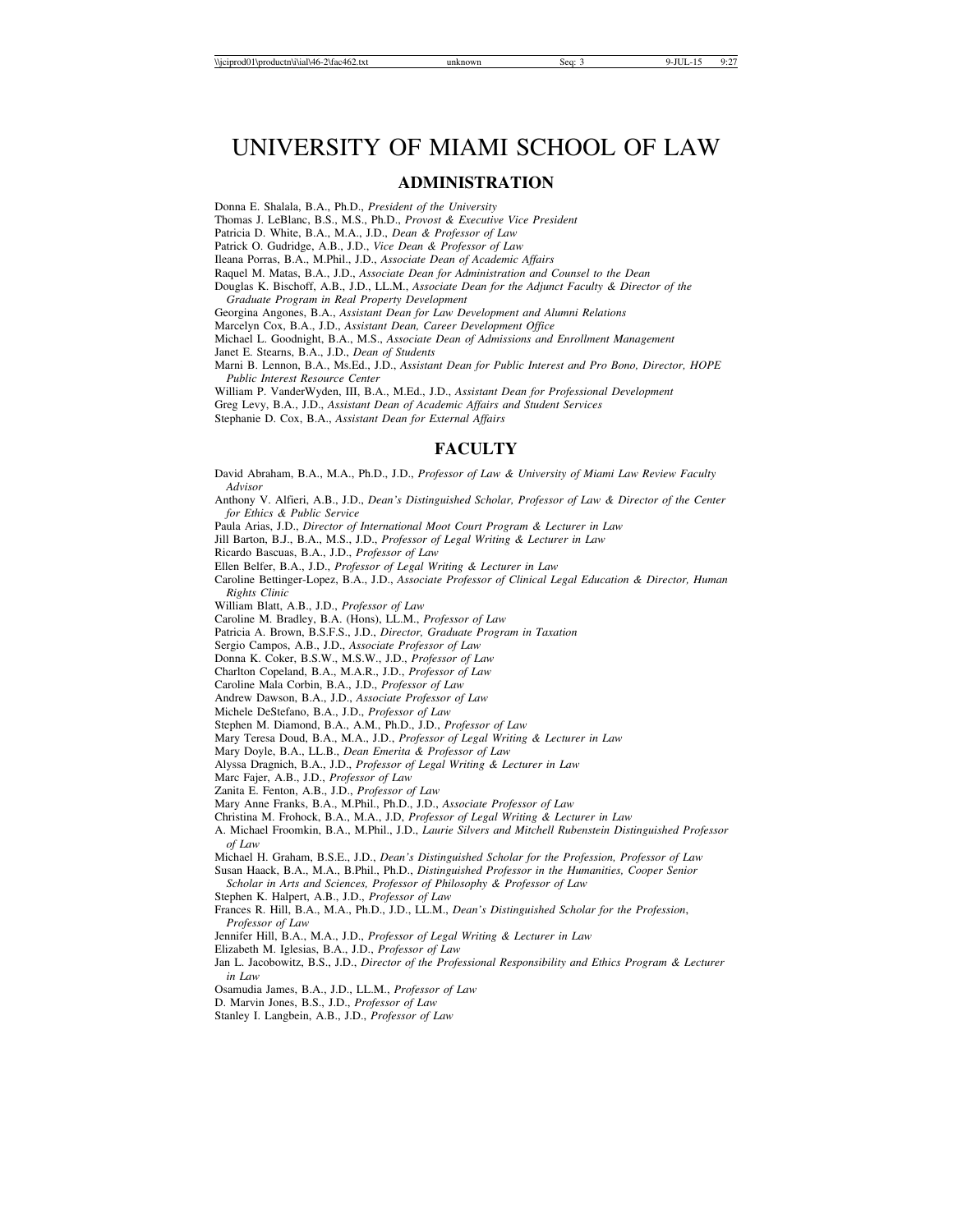# UNIVERSITY OF MIAMI SCHOOL OF LAW

## ADMINISTRATION

Donna E. Shalala, B.A., Ph.D., *President of the University*
Thomas J. LeBlanc, B.S., M.S., Ph.D., *Provost & Executive Vice President*
Patricia D. White, B.A., M.A., J.D., *Dean & Professor of Law*
Patrick O. Gudridge, A.B., J.D., *Vice Dean & Professor of Law*
Ileana Porras, B.A., M.Phil., J.D., *Associate Dean of Academic Affairs*
Raquel M. Matas, B.A., J.D., *Associate Dean for Administration and Counsel to the Dean*
Douglas K. Bischoff, A.B., J.D., LL.M., *Associate Dean for the Adjunct Faculty & Director of the Graduate Program in Real Property Development*
Georgina Angones, B.A., *Assistant Dean for Law Development and Alumni Relations*
Marcelyn Cox, B.A., J.D., *Assistant Dean, Career Development Office*
Michael L. Goodnight, B.A., M.S., *Associate Dean of Admissions and Enrollment Management*
Janet E. Stearns, B.A., J.D., *Dean of Students*
Marni B. Lennon, B.A., Ms.Ed., J.D., *Assistant Dean for Public Interest and Pro Bono, Director, HOPE Public Interest Resource Center*
William P. VanderWyden, III, B.A., M.Ed., J.D., *Assistant Dean for Professional Development*
Greg Levy, B.A., J.D., *Assistant Dean of Academic Affairs and Student Services*
Stephanie D. Cox, B.A., *Assistant Dean for External Affairs*

## FACULTY

David Abraham, B.A., M.A., Ph.D., J.D., *Professor of Law & University of Miami Law Review Faculty Advisor*
Anthony V. Alfieri, A.B., J.D., *Dean's Distinguished Scholar, Professor of Law & Director of the Center for Ethics & Public Service*
Paula Arias, J.D., *Director of International Moot Court Program & Lecturer in Law*
Jill Barton, B.J., B.A., M.S., J.D., *Professor of Legal Writing & Lecturer in Law*
Ricardo Bascuas, B.A., J.D., *Professor of Law*
Ellen Belfer, B.A., J.D., *Professor of Legal Writing & Lecturer in Law*
Caroline Bettinger-Lopez, B.A., J.D., *Associate Professor of Clinical Legal Education & Director, Human Rights Clinic*
William Blatt, A.B., J.D., *Professor of Law*
Caroline M. Bradley, B.A. (Hons), LL.M., *Professor of Law*
Patricia A. Brown, B.S.F.S., J.D., *Director, Graduate Program in Taxation*
Sergio Campos, A.B., J.D., *Associate Professor of Law*
Donna K. Coker, B.S.W., M.S.W., J.D., *Professor of Law*
Charlton Copeland, B.A., M.A.R., J.D., *Professor of Law*
Caroline Mala Corbin, B.A., J.D., *Professor of Law*
Andrew Dawson, B.A., J.D., *Associate Professor of Law*
Michele DeStefano, B.A., J.D., *Professor of Law*
Stephen M. Diamond, B.A., A.M., Ph.D., J.D., *Professor of Law*
Mary Teresa Doud, B.A., M.A., J.D., *Professor of Legal Writing & Lecturer in Law*
Mary Doyle, B.A., LL.B., *Dean Emerita & Professor of Law*
Alyssa Dragnich, B.A., J.D., *Professor of Legal Writing & Lecturer in Law*
Marc Fajer, A.B., J.D., *Professor of Law*
Zanita E. Fenton, A.B., J.D., *Professor of Law*
Mary Anne Franks, B.A., M.Phil., Ph.D., J.D., *Associate Professor of Law*
Christina M. Frohock, B.A., M.A., J.D, *Professor of Legal Writing & Lecturer in Law*
A. Michael Froomkin, B.A., M.Phil., J.D., *Laurie Silvers and Mitchell Rubenstein Distinguished Professor of Law*
Michael H. Graham, B.S.E., J.D., *Dean's Distinguished Scholar for the Profession, Professor of Law*
Susan Haack, B.A., M.A., B.Phil., Ph.D., *Distinguished Professor in the Humanities, Cooper Senior Scholar in Arts and Sciences, Professor of Philosophy & Professor of Law*
Stephen K. Halpert, A.B., J.D., *Professor of Law*
Frances R. Hill, B.A., M.A., Ph.D., J.D., LL.M., *Dean's Distinguished Scholar for the Profession, Professor of Law*
Jennifer Hill, B.A., M.A., J.D., *Professor of Legal Writing & Lecturer in Law*
Elizabeth M. Iglesias, B.A., J.D., *Professor of Law*
Jan L. Jacobowitz, B.S., J.D., *Director of the Professional Responsibility and Ethics Program & Lecturer in Law*
Osamudia James, B.A., J.D., LL.M., *Professor of Law*
D. Marvin Jones, B.S., J.D., *Professor of Law*
Stanley I. Langbein, A.B., J.D., *Professor of Law*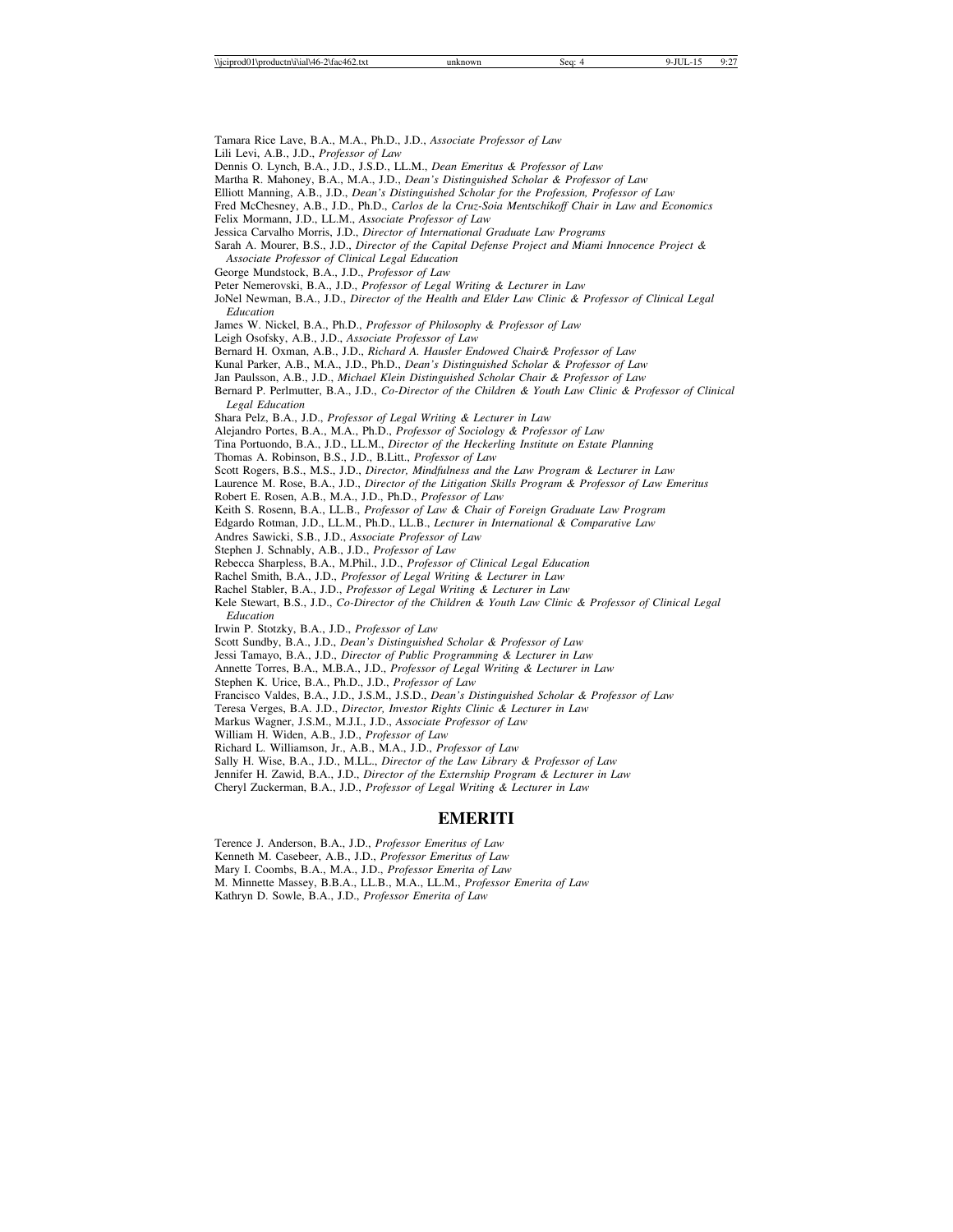Tamara Rice Lave, B.A., M.A., Ph.D., J.D., *Associate Professor of Law*
Lili Levi, A.B., J.D., *Professor of Law*
Dennis O. Lynch, B.A., J.D., J.S.D., LL.M., *Dean Emeritus & Professor of Law*
Martha R. Mahoney, B.A., M.A., J.D., *Dean's Distinguished Scholar & Professor of Law*
Elliott Manning, A.B., J.D., *Dean's Distinguished Scholar for the Profession, Professor of Law*
Fred McChesney, A.B., J.D., Ph.D., *Carlos de la Cruz-Soia Mentschikoff Chair in Law and Economics*
Felix Mormann, J.D., LL.M., *Associate Professor of Law*
Jessica Carvalho Morris, J.D., *Director of International Graduate Law Programs*
Sarah A. Mourer, B.S., J.D., *Director of the Capital Defense Project and Miami Innocence Project & Associate Professor of Clinical Legal Education*
George Mundstock, B.A., J.D., *Professor of Law*
Peter Nemerovski, B.A., J.D., *Professor of Legal Writing & Lecturer in Law*
JoNel Newman, B.A., J.D., *Director of the Health and Elder Law Clinic & Professor of Clinical Legal Education*
James W. Nickel, B.A., Ph.D., *Professor of Philosophy & Professor of Law*
Leigh Osofsky, A.B., J.D., *Associate Professor of Law*
Bernard H. Oxman, A.B., J.D., *Richard A. Hausler Endowed Chair& Professor of Law*
Kunal Parker, A.B., M.A., J.D., Ph.D., *Dean's Distinguished Scholar & Professor of Law*
Jan Paulsson, A.B., J.D., *Michael Klein Distinguished Scholar Chair & Professor of Law*
Bernard P. Perlmutter, B.A., J.D., *Co-Director of the Children & Youth Law Clinic & Professor of Clinical Legal Education*
Shara Pelz, B.A., J.D., *Professor of Legal Writing & Lecturer in Law*
Alejandro Portes, B.A., M.A., Ph.D., *Professor of Sociology & Professor of Law*
Tina Portuondo, B.A., J.D., LL.M., *Director of the Heckerling Institute on Estate Planning*
Thomas A. Robinson, B.S., J.D., B.Litt., *Professor of Law*
Scott Rogers, B.S., M.S., J.D., *Director, Mindfulness and the Law Program & Lecturer in Law*
Laurence M. Rose, B.A., J.D., *Director of the Litigation Skills Program & Professor of Law Emeritus*
Robert E. Rosen, A.B., M.A., J.D., Ph.D., *Professor of Law*
Keith S. Rosenn, B.A., LL.B., *Professor of Law & Chair of Foreign Graduate Law Program*
Edgardo Rotman, J.D., LL.M., Ph.D., LL.B., *Lecturer in International & Comparative Law*
Andres Sawicki, S.B., J.D., *Associate Professor of Law*
Stephen J. Schnably, A.B., J.D., *Professor of Law*
Rebecca Sharpless, B.A., M.Phil., J.D., *Professor of Clinical Legal Education*
Rachel Smith, B.A., J.D., *Professor of Legal Writing & Lecturer in Law*
Rachel Stabler, B.A., J.D., *Professor of Legal Writing & Lecturer in Law*
Kele Stewart, B.S., J.D., *Co-Director of the Children & Youth Law Clinic & Professor of Clinical Legal Education*
Irwin P. Stotzky, B.A., J.D., *Professor of Law*
Scott Sundby, B.A., J.D., *Dean's Distinguished Scholar & Professor of Law*
Jessi Tamayo, B.A., J.D., *Director of Public Programming & Lecturer in Law*
Annette Torres, B.A., M.B.A., J.D., *Professor of Legal Writing & Lecturer in Law*
Stephen K. Urice, B.A., Ph.D., J.D., *Professor of Law*
Francisco Valdes, B.A., J.D., J.S.M., J.S.D., *Dean's Distinguished Scholar & Professor of Law*
Teresa Verges, B.A. J.D., *Director, Investor Rights Clinic & Lecturer in Law*
Markus Wagner, J.S.M., M.J.I., J.D., *Associate Professor of Law*
William H. Widen, A.B., J.D., *Professor of Law*
Richard L. Williamson, Jr., A.B., M.A., J.D., *Professor of Law*
Sally H. Wise, B.A., J.D., M.LL., *Director of the Law Library & Professor of Law*
Jennifer H. Zawid, B.A., J.D., *Director of the Externship Program & Lecturer in Law*
Cheryl Zuckerman, B.A., J.D., *Professor of Legal Writing & Lecturer in Law*

## EMERITI

Terence J. Anderson, B.A., J.D., *Professor Emeritus of Law*
Kenneth M. Casebeer, A.B., J.D., *Professor Emeritus of Law*
Mary I. Coombs, B.A., M.A., J.D., *Professor Emerita of Law*
M. Minnette Massey, B.B.A., LL.B., M.A., LL.M., *Professor Emerita of Law*
Kathryn D. Sowle, B.A., J.D., *Professor Emerita of Law*